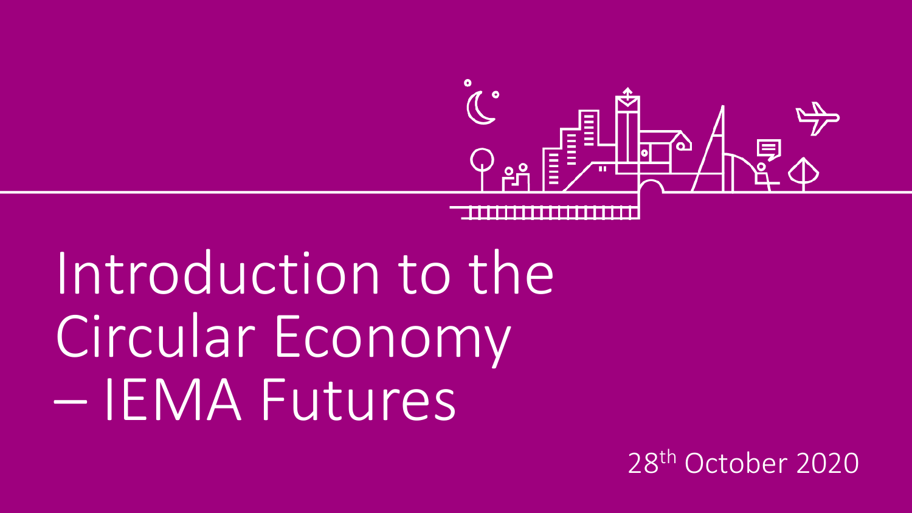# Introduction to the Circular Economy – IEMA Futures

28th October 2020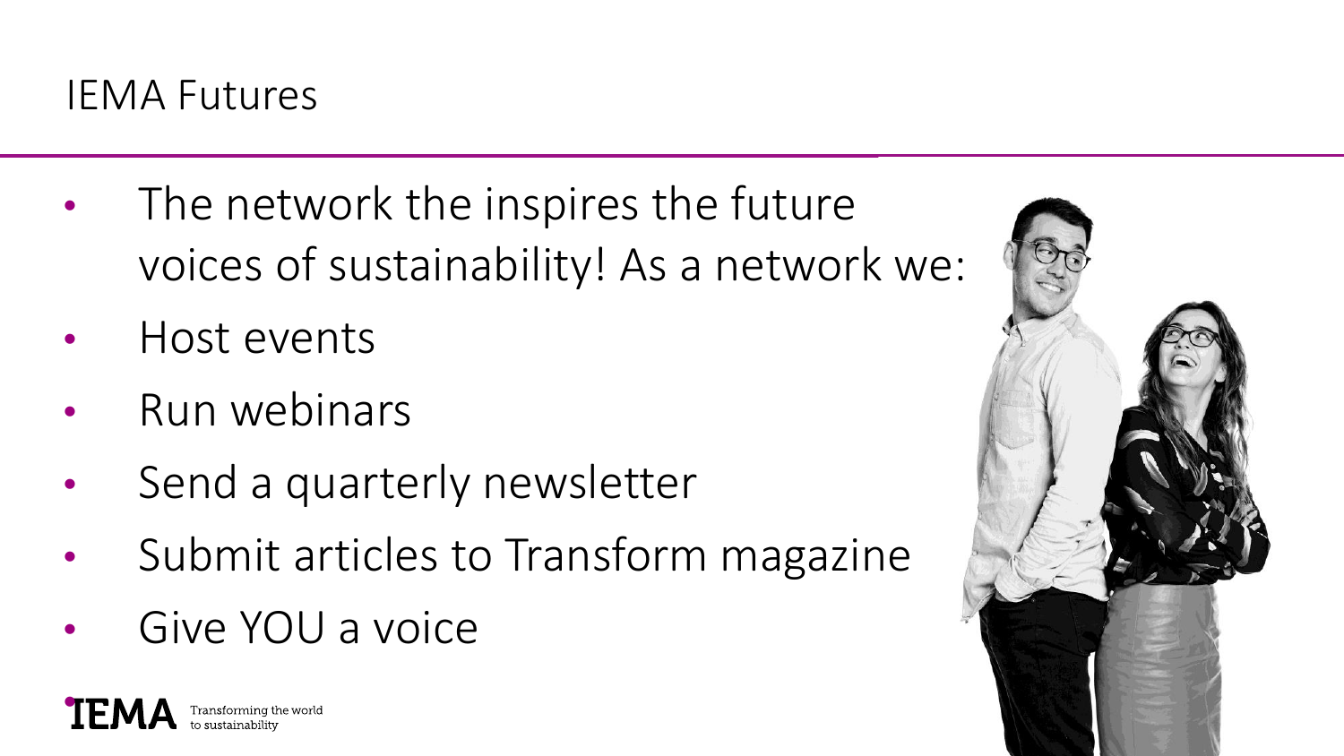# IEMA Futures

- The network the inspires the future voices of sustainability! As a network we:
- Host events
- Run webinars
- Send a quarterly newsletter
- Submit articles to Transform magazine
- Give YOU a voice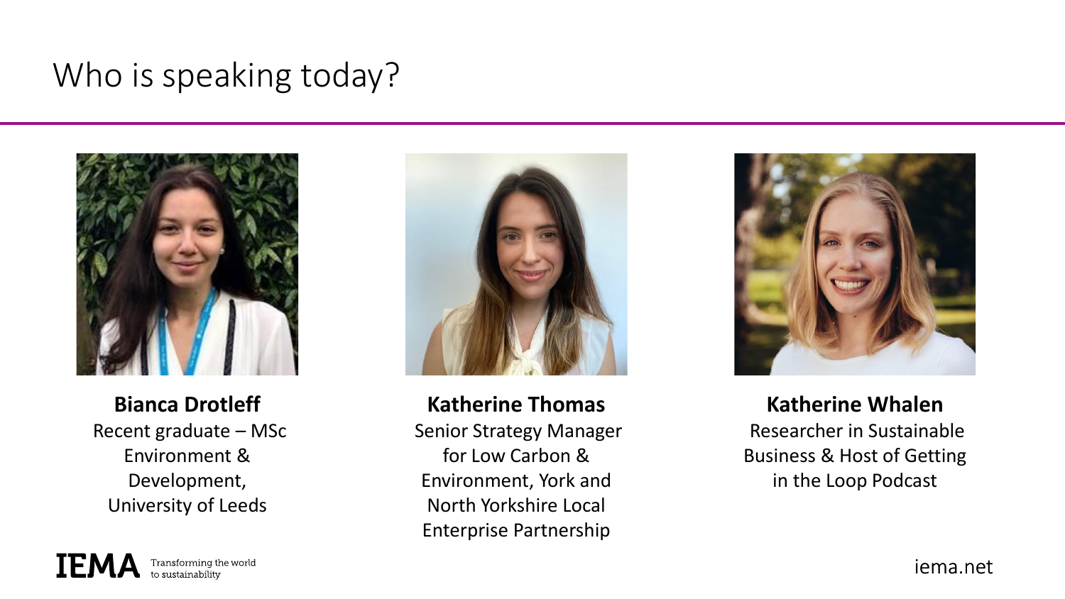# Who is speaking today?

**Bianca Drotleff**
Recent graduate – MSc Environment & Development, University of Leeds

**Katherine Thomas**
Senior Strategy Manager for Low Carbon & Environment, York and North Yorkshire Local Enterprise Partnership

**Katherine Whalen**
Researcher in Sustainable Business & Host of Getting in the Loop Podcast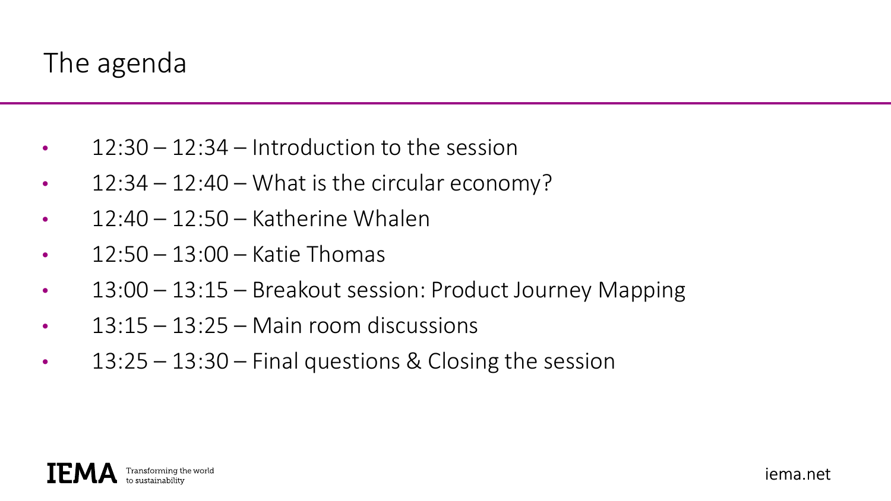# The agenda

- 12:30 – 12:34 – Introduction to the session
- 12:34 – 12:40 – What is the circular economy?
- 12:40 – 12:50 – Katherine Whalen
- 12:50 – 13:00 – Katie Thomas
- 13:00 – 13:15 – Breakout session: Product Journey Mapping
- 13:15 – 13:25 – Main room discussions
- 13:25 – 13:30 – Final questions & Closing the session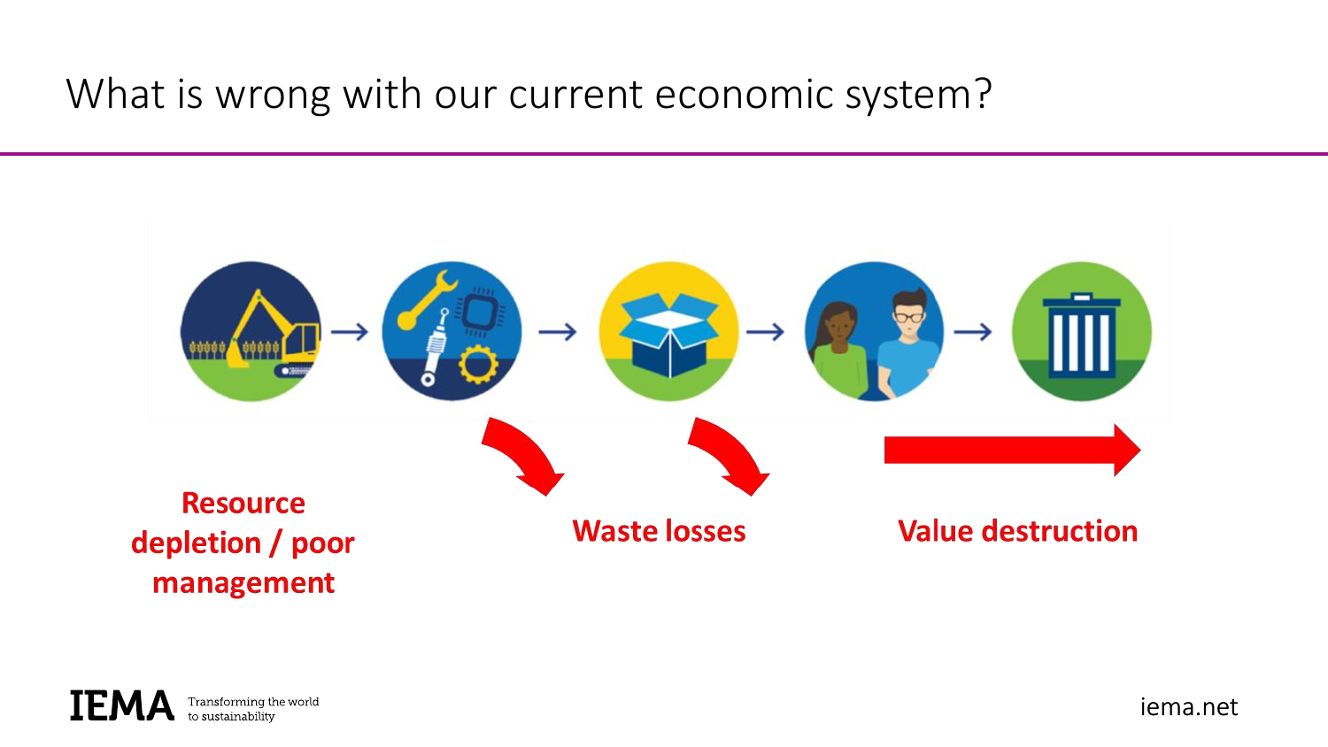# What is wrong with our current economic system?

**Resource depletion / poor management**

**Waste losses**

**Value destruction**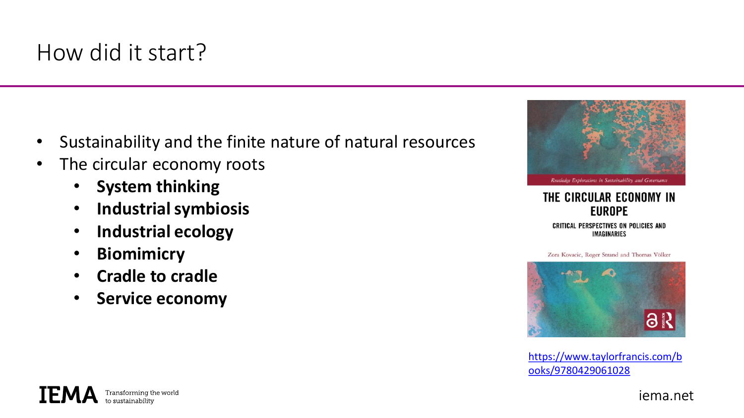# How did it start?

- Sustainability and the finite nature of natural resources
- The circular economy roots
  - **System thinking**
  - **Industrial symbiosis**
  - **Industrial ecology**
  - **Biomimicry**
  - **Cradle to cradle**
  - **Service economy**

*Routledge Explorations in Sustainability and Governance*

THE CIRCULAR ECONOMY IN EUROPE

CRITICAL PERSPECTIVES ON POLICIES AND IMAGINARIES

Zora Kovacic, Roger Strand and Thomas Völker

https://www.taylorfrancis.com/books/9780429061028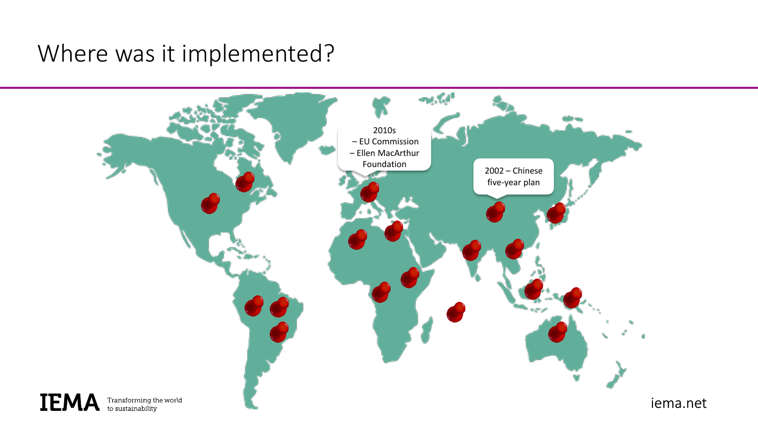# Where was it implemented?

2010s
– EU Commission
– Ellen MacArthur Foundation

2002 – Chinese five-year plan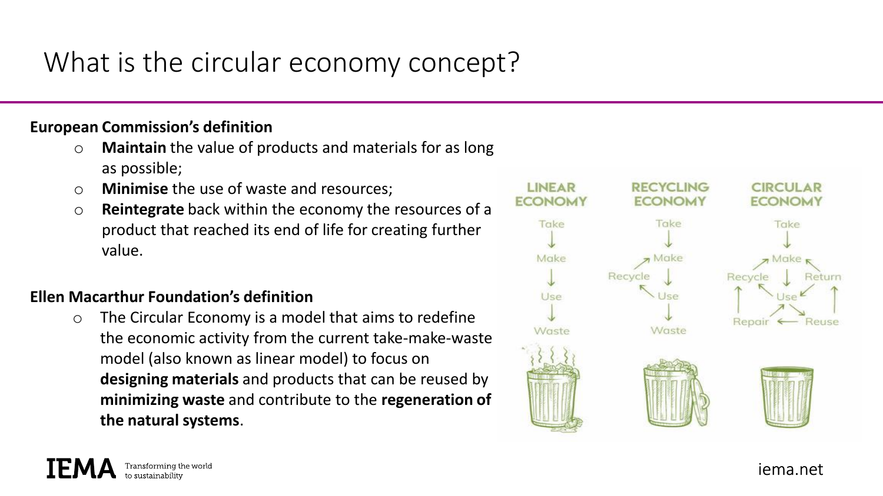# What is the circular economy concept?

**European Commission's definition**

- **Maintain** the value of products and materials for as long as possible;
- **Minimise** the use of waste and resources;
- **Reintegrate** back within the economy the resources of a product that reached its end of life for creating further value.

**Ellen Macarthur Foundation's definition**

- The Circular Economy is a model that aims to redefine the economic activity from the current take-make-waste model (also known as linear model) to focus on **designing materials** and products that can be reused by **minimizing waste** and contribute to the **regeneration of the natural systems**.

LINEAR ECONOMY: Take → Make → Use → Waste

RECYCLING ECONOMY: Take → Make → Use → Waste; Use → Recycle → Make

CIRCULAR ECONOMY: Take → Make → Use; Use → Recycle → Make; Use → Return → Make; Use → Reuse → Repair → Recycle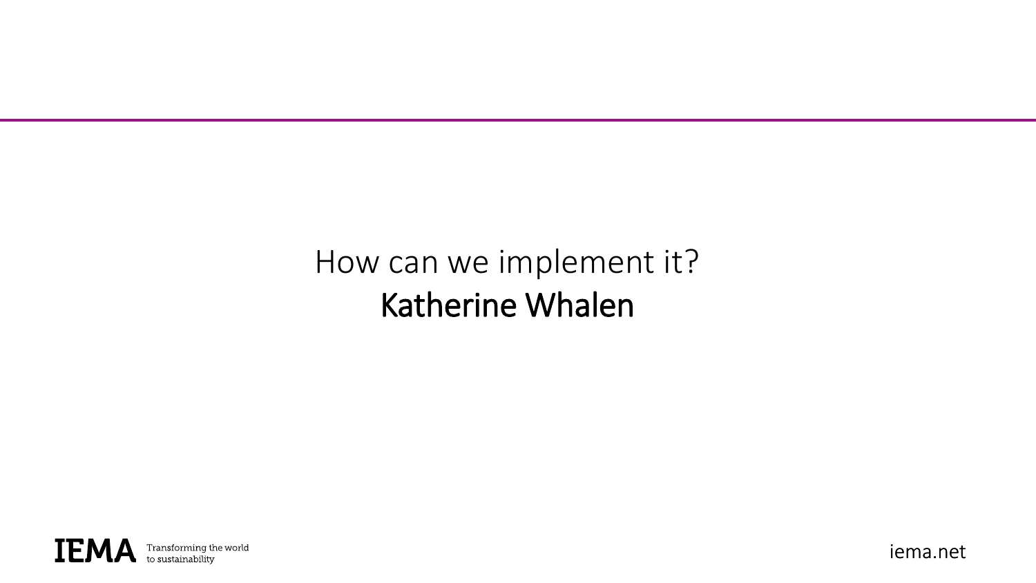# How can we implement it?

**Katherine Whalen**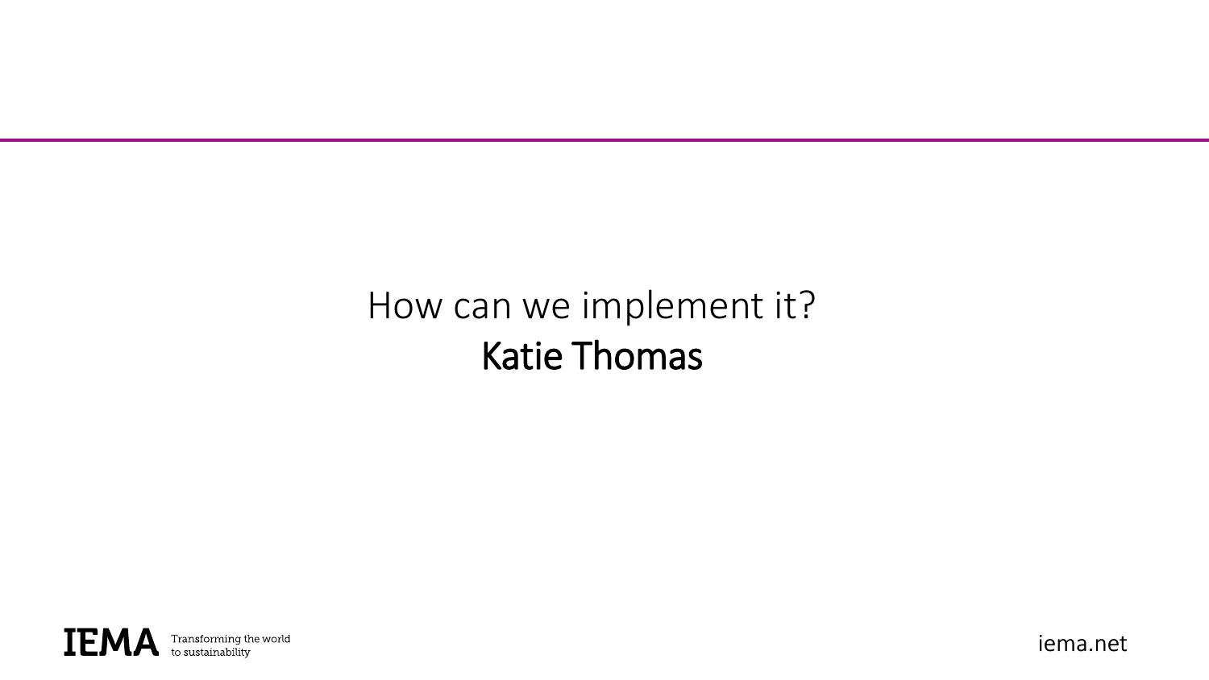# How can we implement it?

**Katie Thomas**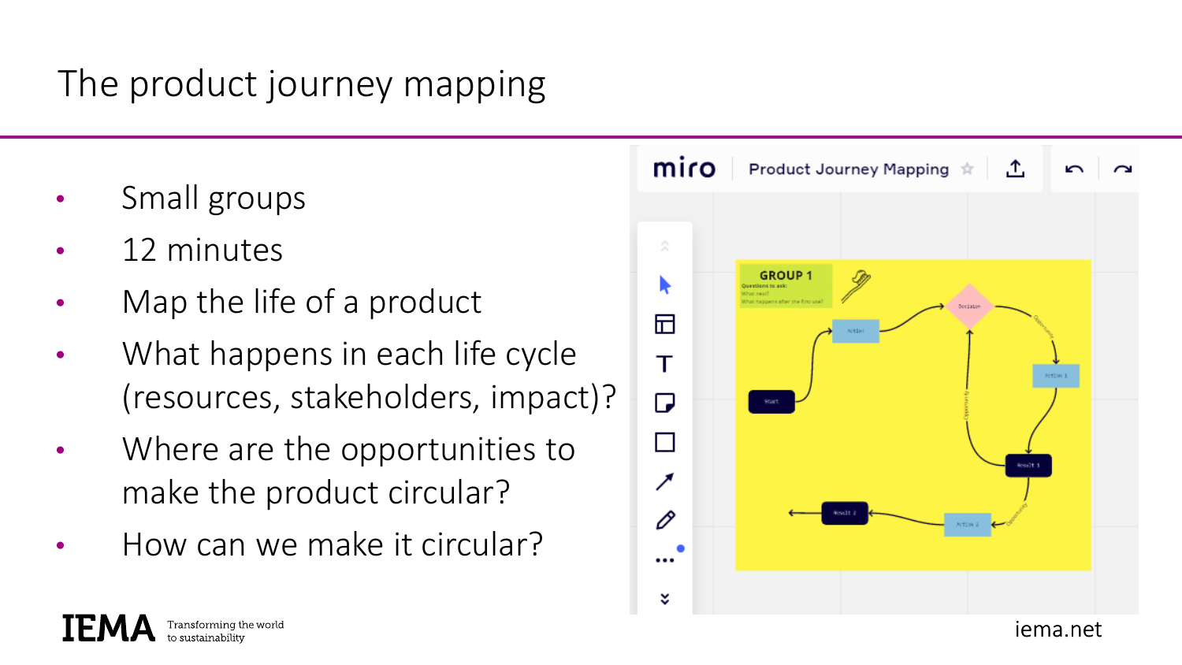# The product journey mapping

- Small groups
- 12 minutes
- Map the life of a product
- What happens in each life cycle (resources, stakeholders, impact)?
- Where are the opportunities to make the product circular?
- How can we make it circular?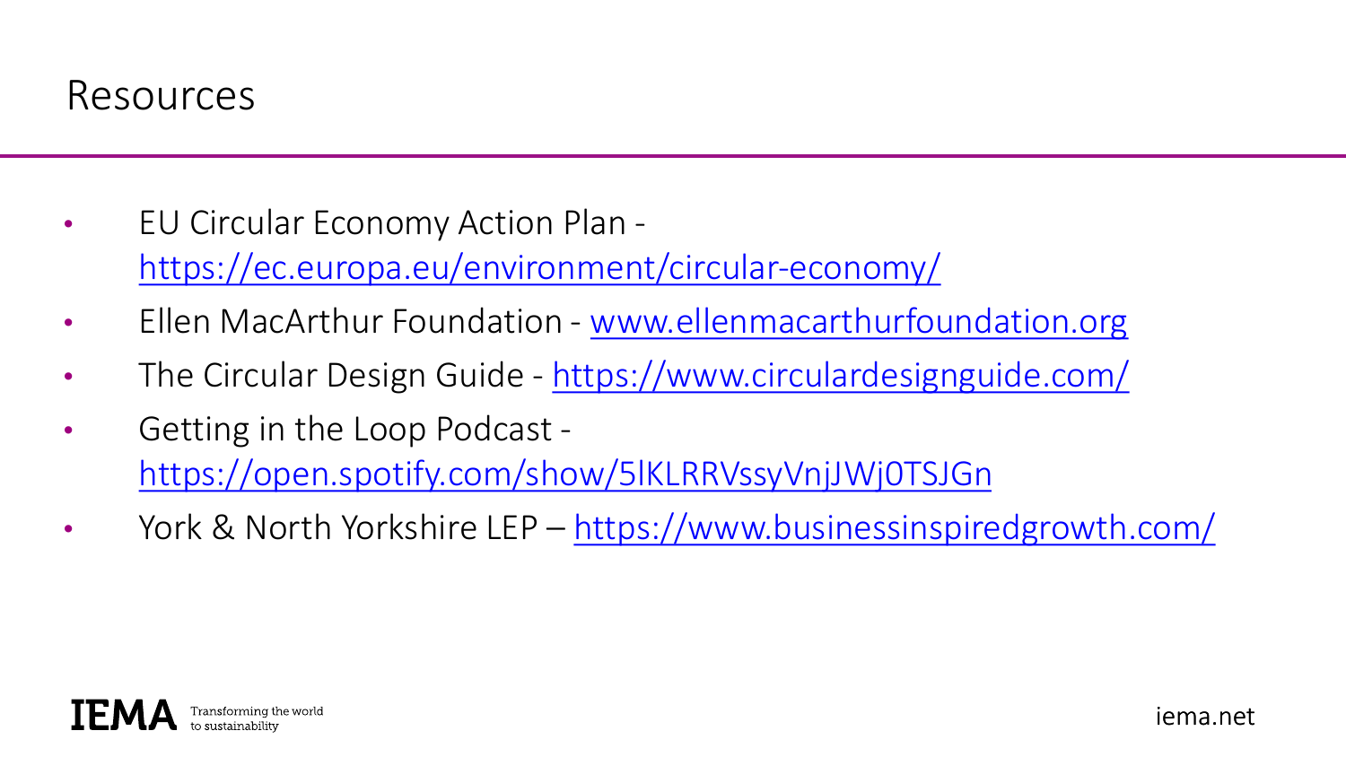# Resources

- EU Circular Economy Action Plan - https://ec.europa.eu/environment/circular-economy/
- Ellen MacArthur Foundation - www.ellenmacarthurfoundation.org
- The Circular Design Guide - https://www.circulardesignguide.com/
- Getting in the Loop Podcast - https://open.spotify.com/show/5lKLRRVssyVnjJWj0TSJGn
- York & North Yorkshire LEP – https://www.businessinspiredgrowth.com/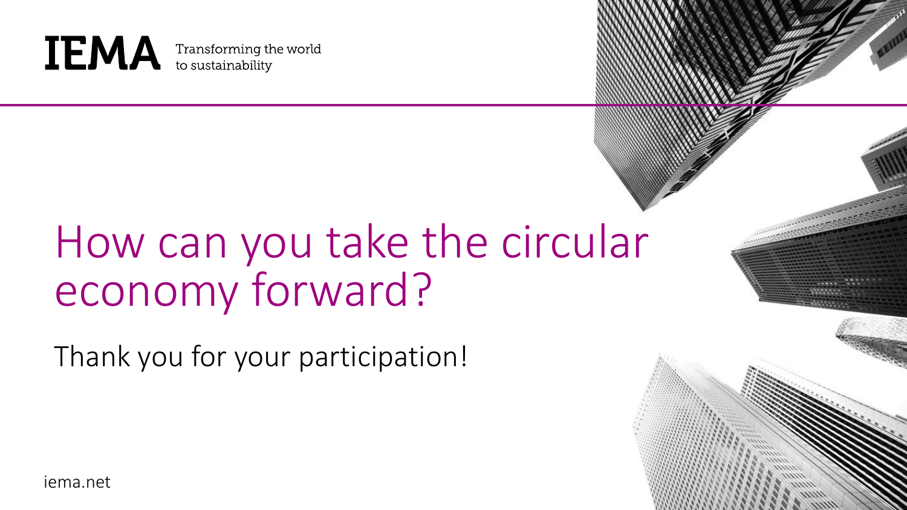IEMA Transforming the world to sustainability

# How can you take the circular economy forward?

Thank you for your participation!

iema.net